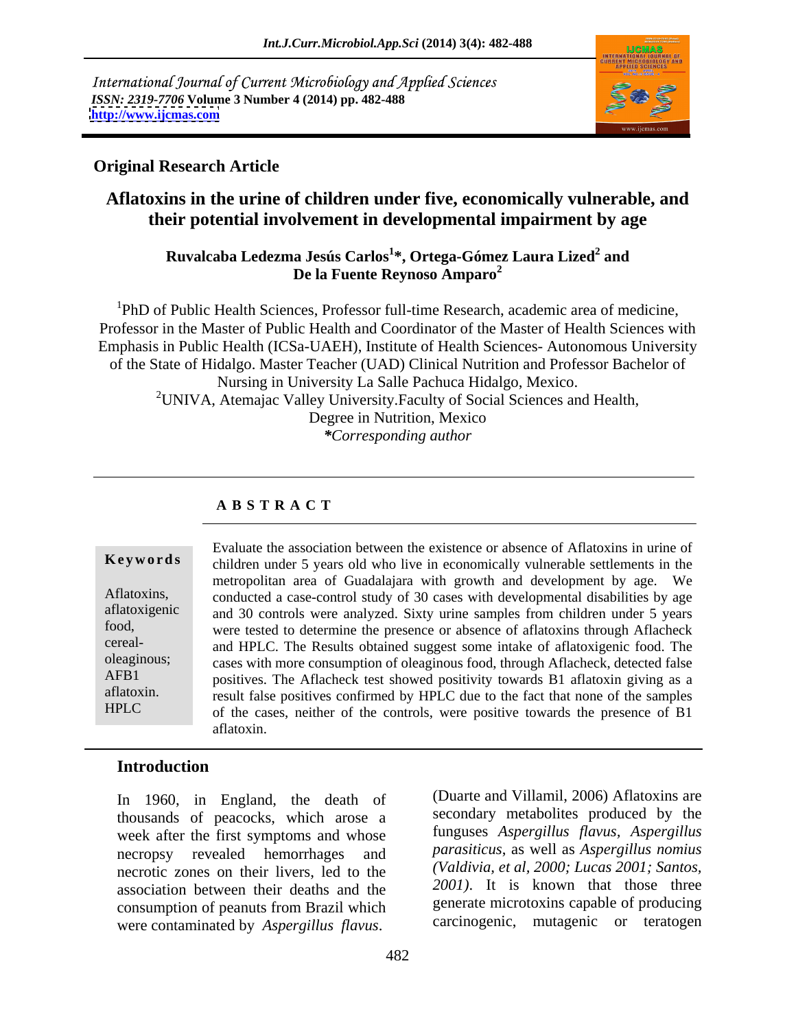International Journal of Current Microbiology and Applied Sciences
*ISSN: 2319-7706* **Volume 3 Number 4 (2014) pp. 482-488**
**http://www.ijcmas.com**

**Original Research Article**

# Aflatoxins in the urine of children under five, economically vulnerable, and their potential involvement in developmental impairment by age

**Ruvalcaba Ledezma Jesús Carlos[1]*, Ortega-Gómez Laura Lized[2] and De la Fuente Reynoso Amparo[2]**

[1]PhD of Public Health Sciences, Professor full-time Research, academic area of medicine, Professor in the Master of Public Health and Coordinator of the Master of Health Sciences with Emphasis in Public Health (ICSa-UAEH), Institute of Health Sciences- Autonomous University of the State of Hidalgo. Master Teacher (UAD) Clinical Nutrition and Professor Bachelor of Nursing in University La Salle Pachuca Hidalgo, Mexico.

[2]UNIVA, Atemajac Valley University.Faculty of Social Sciences and Health, Degree in Nutrition, Mexico

**\*Corresponding author**

## ABSTRACT

**Keywords**

Aflatoxins, aflatoxigenic food, cereal-oleaginous; AFB1 aflatoxin. HPLC

Evaluate the association between the existence or absence of Aflatoxins in urine of children under 5 years old who live in economically vulnerable settlements in the metropolitan area of Guadalajara with growth and development by age. We conducted a case-control study of 30 cases with developmental disabilities by age and 30 controls were analyzed. Sixty urine samples from children under 5 years were tested to determine the presence or absence of aflatoxins through Aflacheck and HPLC. The Results obtained suggest some intake of aflatoxigenic food. The cases with more consumption of oleaginous food, through Aflacheck, detected false positives. The Aflacheck test showed positivity towards B1 aflatoxin giving as a result false positives confirmed by HPLC due to the fact that none of the samples of the cases, neither of the controls, were positive towards the presence of B1 aflatoxin.

## Introduction

In 1960, in England, the death of thousands of peacocks, which arose a week after the first symptoms and whose necropsy revealed hemorrhages and necrotic zones on their livers, led to the association between their deaths and the consumption of peanuts from Brazil which were contaminated by *Aspergillus flavus*. (Duarte and Villamil, 2006) Aflatoxins are secondary metabolites produced by the funguses *Aspergillus flavus*, *Aspergillus parasiticus*, as well as *Aspergillus nomius* *(Valdivia, et al, 2000; Lucas 2001; Santos, 2001)*. It is known that those three generate microtoxins capable of producing carcinogenic, mutagenic or teratogen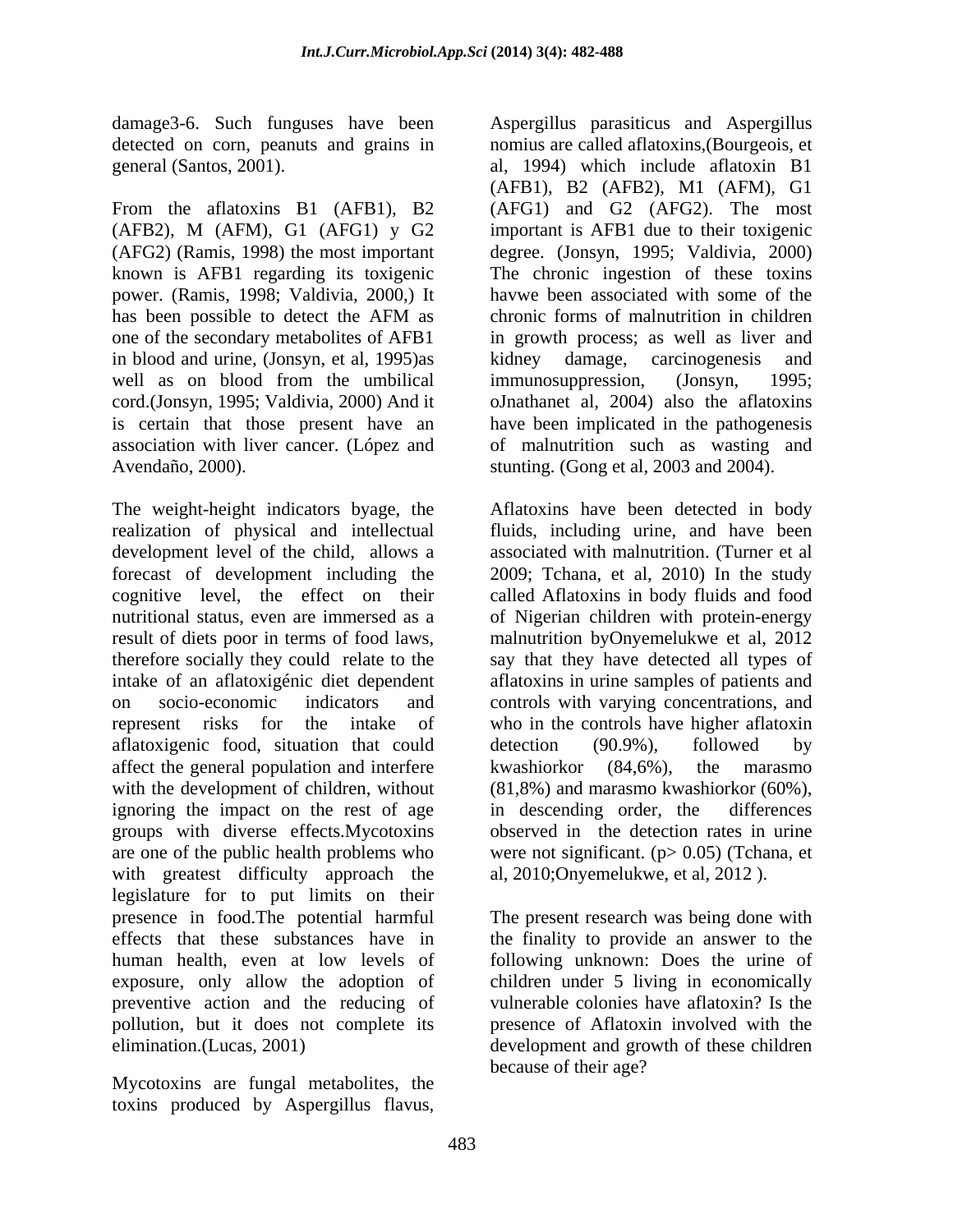damage3-6. Such funguses have been detected on corn, peanuts and grains in general (Santos, 2001).

From the aflatoxins B1 (AFB1), B2 (AFB2), M (AFM), G1 (AFG1) y G2 (AFG2) (Ramis, 1998) the most important known is AFB1 regarding its toxigenic power. (Ramis, 1998; Valdivia, 2000,) It has been possible to detect the AFM as one of the secondary metabolites of AFB1 in blood and urine, (Jonsyn, et al, 1995)as well as on blood from the umbilical cord.(Jonsyn, 1995; Valdivia, 2000) And it is certain that those present have an association with liver cancer. (López and Avendaño, 2000).

The weight-height indicators byage, the realization of physical and intellectual development level of the child, allows a forecast of development including the cognitive level, the effect on their nutritional status, even are immersed as a result of diets poor in terms of food laws, therefore socially they could relate to the intake of an aflatoxigénic diet dependent on socio-economic indicators and represent risks for the intake of aflatoxigenic food, situation that could affect the general population and interfere with the development of children, without ignoring the impact on the rest of age groups with diverse effects.Mycotoxins are one of the public health problems who with greatest difficulty approach the legislature for to put limits on their presence in food.The potential harmful effects that these substances have in human health, even at low levels of exposure, only allow the adoption of preventive action and the reducing of pollution, but it does not complete its elimination.(Lucas, 2001)

Mycotoxins are fungal metabolites, the toxins produced by Aspergillus flavus, Aspergillus parasiticus and Aspergillus nomius are called aflatoxins,(Bourgeois, et al, 1994) which include aflatoxin B1 (AFB1), B2 (AFB2), M1 (AFM), G1 (AFG1) and G2 (AFG2). The most important is AFB1 due to their toxigenic degree. (Jonsyn, 1995; Valdivia, 2000) The chronic ingestion of these toxins havwe been associated with some of the chronic forms of malnutrition in children in growth process; as well as liver and kidney damage, carcinogenesis and immunosuppression, (Jonsyn, 1995; oJnathanet al, 2004) also the aflatoxins have been implicated in the pathogenesis of malnutrition such as wasting and stunting. (Gong et al, 2003 and 2004).

Aflatoxins have been detected in body fluids, including urine, and have been associated with malnutrition. (Turner et al 2009; Tchana, et al, 2010) In the study called Aflatoxins in body fluids and food of Nigerian children with protein-energy malnutrition byOnyemelukwe et al, 2012 say that they have detected all types of aflatoxins in urine samples of patients and controls with varying concentrations, and who in the controls have higher aflatoxin detection (90.9%), followed by kwashiorkor (84,6%), the marasmo (81,8%) and marasmo kwashiorkor (60%), in descending order, the differences observed in the detection rates in urine were not significant. ($p > 0.05$) (Tchana, et al, 2010;Onyemelukwe, et al, 2012 ).

The present research was being done with the finality to provide an answer to the following unknown: Does the urine of children under 5 living in economically vulnerable colonies have aflatoxin? Is the presence of Aflatoxin involved with the development and growth of these children because of their age?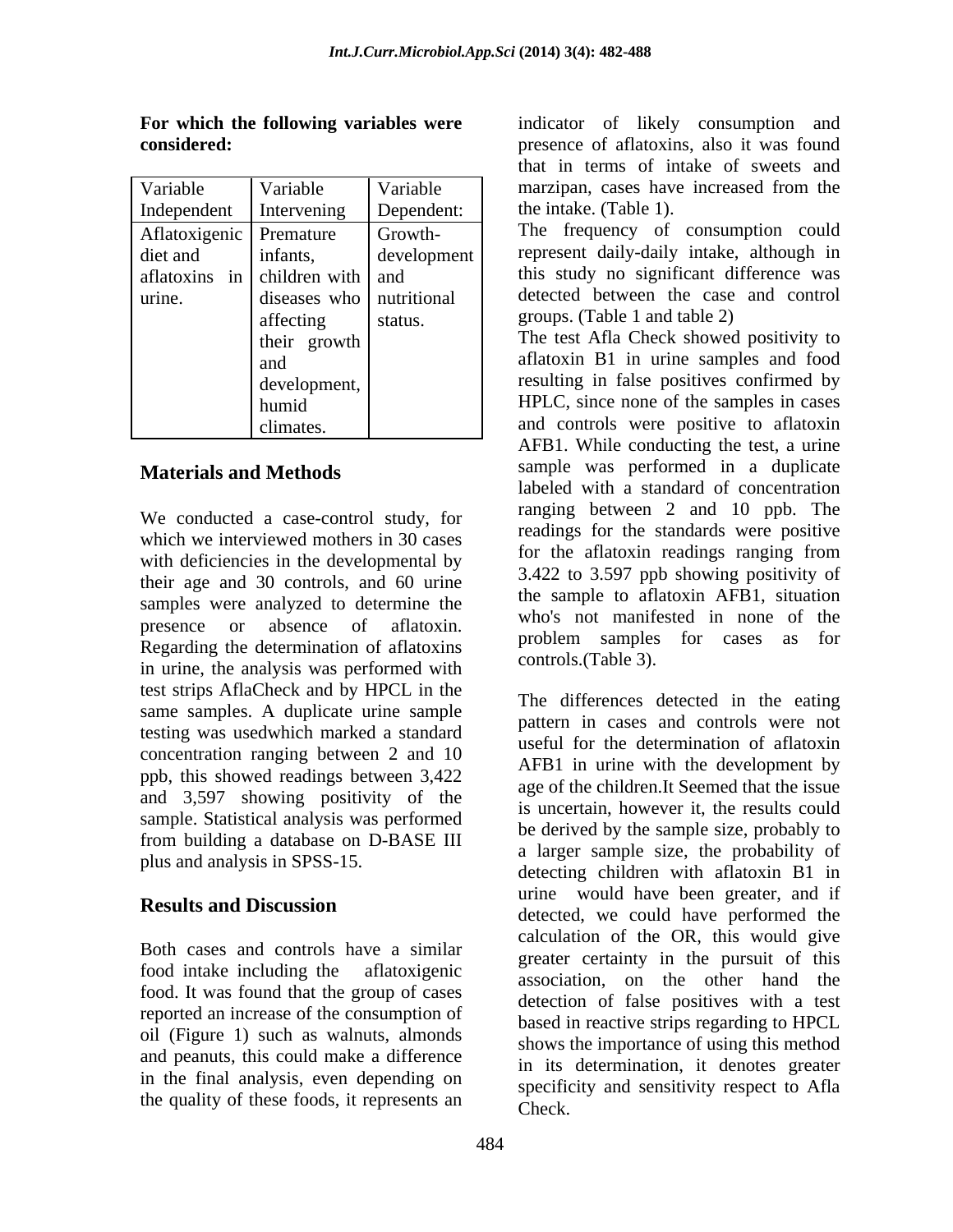**For which the following variables were considered:**

| Variable Independent | Variable Intervening | Variable Dependent: |
|---|---|---|
| Aflatoxigenic diet and aflatoxins in urine. | Premature infants, children with diseases who affecting their growth and development, humid climates. | Growth-development and nutritional status. |

## Materials and Methods

We conducted a case-control study, for which we interviewed mothers in 30 cases with deficiencies in the developmental by their age and 30 controls, and 60 urine samples were analyzed to determine the presence or absence of aflatoxin. Regarding the determination of aflatoxins in urine, the analysis was performed with test strips AflaCheck and by HPCL in the same samples. A duplicate urine sample testing was usedwhich marked a standard concentration ranging between 2 and 10 ppb, this showed readings between 3,422 and 3,597 showing positivity of the sample. Statistical analysis was performed from building a database on D-BASE III plus and analysis in SPSS-15.

## Results and Discussion

Both cases and controls have a similar food intake including the aflatoxigenic food. It was found that the group of cases reported an increase of the consumption of oil (Figure 1) such as walnuts, almonds and peanuts, this could make a difference in the final analysis, even depending on the quality of these foods, it represents an indicator of likely consumption and presence of aflatoxins, also it was found that in terms of intake of sweets and marzipan, cases have increased from the the intake. (Table 1).

The frequency of consumption could represent daily-daily intake, although in this study no significant difference was detected between the case and control groups. (Table 1 and table 2)

The test Afla Check showed positivity to aflatoxin B1 in urine samples and food resulting in false positives confirmed by HPLC, since none of the samples in cases and controls were positive to aflatoxin AFB1. While conducting the test, a urine sample was performed in a duplicate labeled with a standard of concentration ranging between 2 and 10 ppb. The readings for the standards were positive for the aflatoxin readings ranging from 3.422 to 3.597 ppb showing positivity of the sample to aflatoxin AFB1, situation who's not manifested in none of the problem samples for cases as for controls.(Table 3).

The differences detected in the eating pattern in cases and controls were not useful for the determination of aflatoxin AFB1 in urine with the development by age of the children.It Seemed that the issue is uncertain, however it, the results could be derived by the sample size, probably to a larger sample size, the probability of detecting children with aflatoxin B1 in urine would have been greater, and if detected, we could have performed the calculation of the OR, this would give greater certainty in the pursuit of this association, on the other hand the detection of false positives with a test based in reactive strips regarding to HPCL shows the importance of using this method in its determination, it denotes greater specificity and sensitivity respect to Afla Check.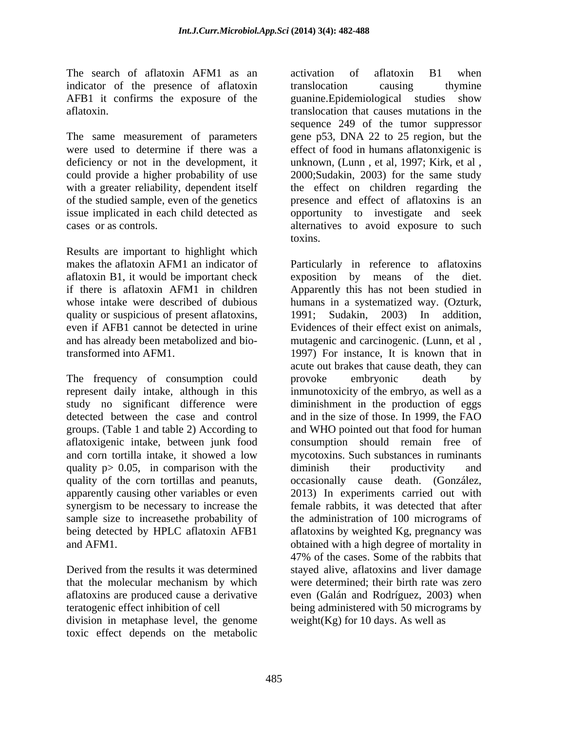The search of aflatoxin AFM1 as an indicator of the presence of aflatoxin AFB1 it confirms the exposure of the aflatoxin.

The same measurement of parameters were used to determine if there was a deficiency or not in the development, it could provide a higher probability of use with a greater reliability, dependent itself of the studied sample, even of the genetics issue implicated in each child detected as cases or as controls.

Results are important to highlight which makes the aflatoxin AFM1 an indicator of aflatoxin B1, it would be important check if there is aflatoxin AFM1 in children whose intake were described of dubious quality or suspicious of present aflatoxins, even if AFB1 cannot be detected in urine and has already been metabolized and bio-transformed into AFM1.

The frequency of consumption could represent daily intake, although in this study no significant difference were detected between the case and control groups. (Table 1 and table 2) According to aflatoxigenic intake, between junk food and corn tortilla intake, it showed a low quality $p > 0.05$, in comparison with the quality of the corn tortillas and peanuts, apparently causing other variables or even synergism to be necessary to increase the sample size to increasethe probability of being detected by HPLC aflatoxin AFB1 and AFM1.

Derived from the results it was determined that the molecular mechanism by which aflatoxins are produced cause a derivative teratogenic effect inhibition of cell division in metaphase level, the genome toxic effect depends on the metabolic activation of aflatoxin B1 when translocation causing thymine guanine.Epidemiological studies show translocation that causes mutations in the sequence 249 of the tumor suppressor gene p53, DNA 22 to 25 region, but the effect of food in humans aflatonxigenic is unknown, (Lunn , et al, 1997; Kirk, et al , 2000;Sudakin, 2003) for the same study the effect on children regarding the presence and effect of aflatoxins is an opportunity to investigate and seek alternatives to avoid exposure to such toxins.

Particularly in reference to aflatoxins exposition by means of the diet. Apparently this has not been studied in humans in a systematized way. (Ozturk, 1991; Sudakin, 2003) In addition, Evidences of their effect exist on animals, mutagenic and carcinogenic. (Lunn, et al , 1997) For instance, It is known that in acute out brakes that cause death, they can provoke embryonic death by inmunotoxicity of the embryo, as well as a diminishment in the production of eggs and in the size of those. In 1999, the FAO and WHO pointed out that food for human consumption should remain free of mycotoxins. Such substances in ruminants diminish their productivity and occasionally cause death. (González, 2013) In experiments carried out with female rabbits, it was detected that after the administration of 100 micrograms of aflatoxins by weighted Kg, pregnancy was obtained with a high degree of mortality in 47% of the cases. Some of the rabbits that stayed alive, aflatoxins and liver damage were determined; their birth rate was zero even (Galán and Rodríguez, 2003) when being administered with 50 micrograms by weight(Kg) for 10 days. As well as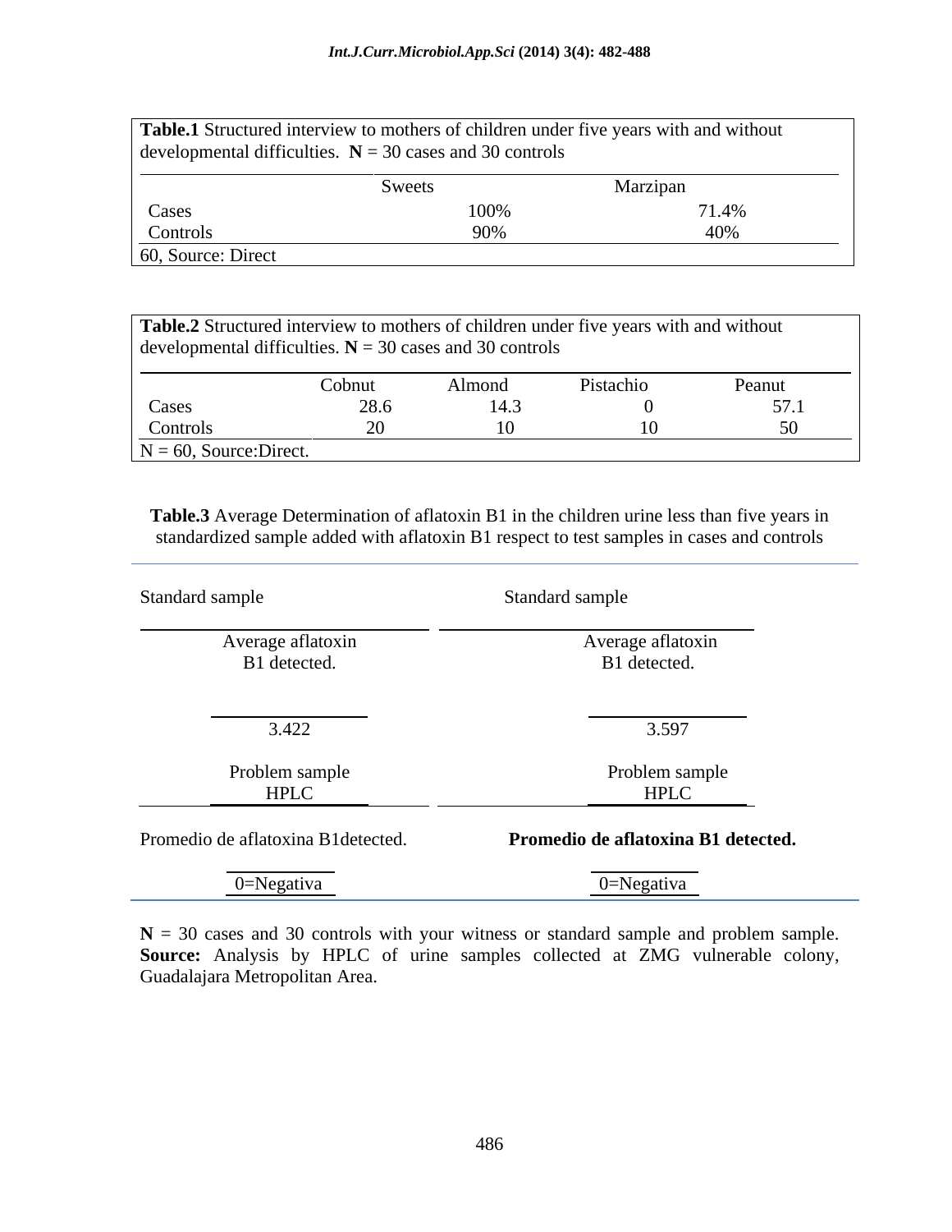**Table.1** Structured interview to mothers of children under five years with and without developmental difficulties. **N** = 30 cases and 30 controls

| | Sweets | Marzipan |
|---|---|---|
| Cases | 100% | 71.4% |
| Controls | 90% | 40% |

60, Source: Direct

**Table.2** Structured interview to mothers of children under five years with and without developmental difficulties. **N** = 30 cases and 30 controls

| | Cobnut | Almond | Pistachio | Peanut |
|---|---|---|---|---|
| Cases | 28.6 | 14.3 | 0 | 57.1 |
| Controls | 20 | 10 | 10 | 50 |

N = 60, Source:Direct.

**Table.3** Average Determination of aflatoxin B1 in the children urine less than five years in standardized sample added with aflatoxin B1 respect to test samples in cases and controls

| Standard sample | Standard sample |
|---|---|
| Average aflatoxin B1 detected. | Average aflatoxin B1 detected. |
| 3.422 | 3.597 |
| Problem sample HPLC | Problem sample HPLC |
| Promedio de aflatoxina B1detected. | **Promedio de aflatoxina B1 detected.** |
| 0=Negativa | 0=Negativa |

**N** = 30 cases and 30 controls with your witness or standard sample and problem sample. **Source:** Analysis by HPLC of urine samples collected at ZMG vulnerable colony, Guadalajara Metropolitan Area.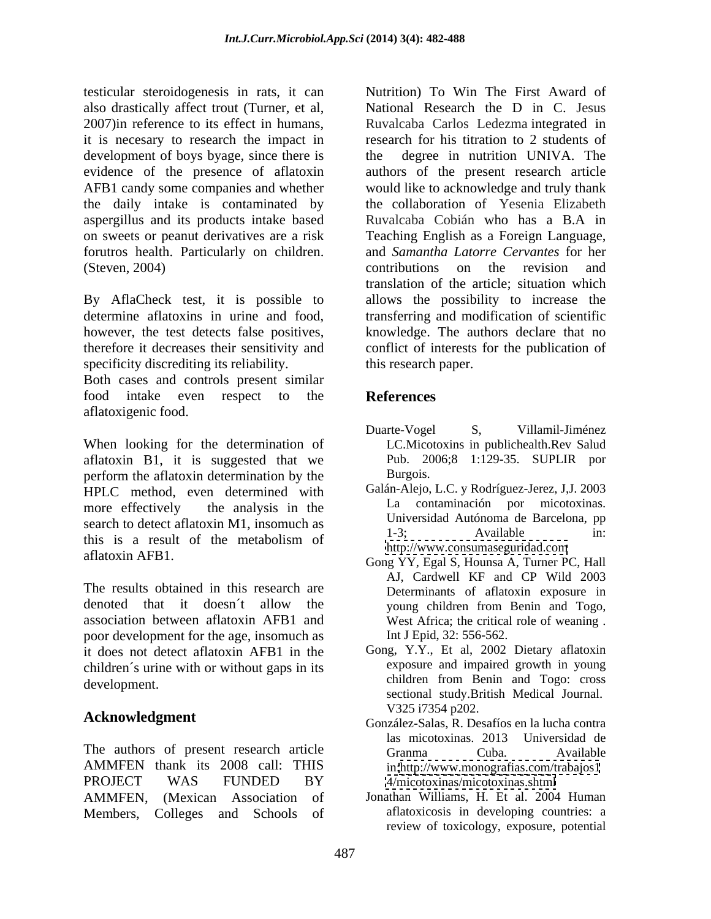testicular steroidogenesis in rats, it can also drastically affect trout (Turner, et al, 2007)in reference to its effect in humans, it is necesary to research the impact in development of boys byage, since there is evidence of the presence of aflatoxin AFB1 candy some companies and whether the daily intake is contaminated by aspergillus and its products intake based on sweets or peanut derivatives are a risk forutros health. Particularly on children. (Steven, 2004)

By AflaCheck test, it is possible to determine aflatoxins in urine and food, however, the test detects false positives, therefore it decreases their sensitivity and specificity discrediting its reliability.

Both cases and controls present similar food intake even respect to the aflatoxigenic food.

When looking for the determination of aflatoxin B1, it is suggested that we perform the aflatoxin determination by the HPLC method, even determined with more effectively the analysis in the search to detect aflatoxin M1, insomuch as this is a result of the metabolism of aflatoxin AFB1.

The results obtained in this research are denoted that it doesn´t allow the association between aflatoxin AFB1 and poor development for the age, insomuch as it does not detect aflatoxin AFB1 in the children´s urine with or without gaps in its development.

## Acknowledgment

The authors of present research article AMMFEN thank its 2008 call: THIS PROJECT WAS FUNDED BY AMMFEN, (Mexican Association of Members, Colleges and Schools of Nutrition) To Win The First Award of National Research the D in C. Jesus Ruvalcaba Carlos Ledezma integrated in research for his titration to 2 students of the degree in nutrition UNIVA. The authors of the present research article would like to acknowledge and truly thank the collaboration of Yesenia Elizabeth Ruvalcaba Cobián who has a B.A in Teaching English as a Foreign Language, and *Samantha Latorre Cervantes* for her contributions on the revision and translation of the article; situation which allows the possibility to increase the transferring and modification of scientific knowledge. The authors declare that no conflict of interests for the publication of this research paper.

## References

Duarte-Vogel S, Villamil-Jiménez LC.Micotoxins in publichealth.Rev Salud Pub. 2006;8 1:129-35. SUPLIR por Burgois.

Galán-Alejo, L.C. y Rodríguez-Jerez, J,J. 2003 La contaminación por micotoxinas. Universidad Autónoma de Barcelona, pp 1-3; Available in: http://www.consumaseguridad.com

Gong YY, Egal S, Hounsa A, Turner PC, Hall AJ, Cardwell KF and CP Wild 2003 Determinants of aflatoxin exposure in young children from Benin and Togo, West Africa; the critical role of weaning . Int J Epid, 32: 556-562.

Gong, Y.Y., Et al, 2002 Dietary aflatoxin exposure and impaired growth in young children from Benin and Togo: cross sectional study.British Medical Journal. V325 i7354 p202.

González-Salas, R. Desafíos en la lucha contra las micotoxinas. 2013 Universidad de Granma Cuba. Available in http://www.monografias.com/trabajos14/micotoxinas/micotoxinas.shtml

Jonathan Williams, H. Et al. 2004 Human aflatoxicosis in developing countries: a review of toxicology, exposure, potential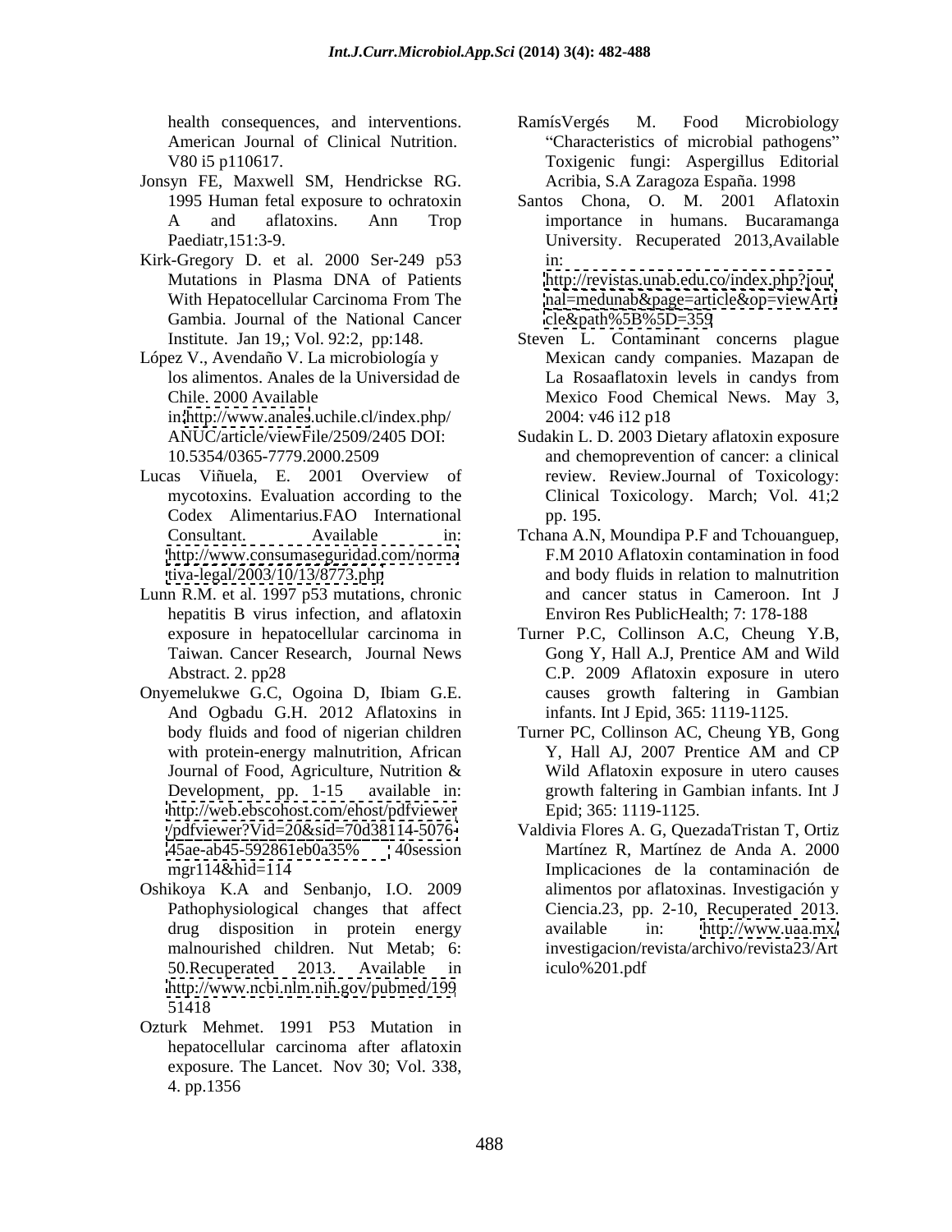health consequences, and interventions. American Journal of Clinical Nutrition. V80 i5 p110617.

Jonsyn FE, Maxwell SM, Hendrickse RG. 1995 Human fetal exposure to ochratoxin A and aflatoxins. Ann Trop Paediatr,151:3-9.

Kirk-Gregory D. et al. 2000 Ser-249 p53 Mutations in Plasma DNA of Patients With Hepatocellular Carcinoma From The Gambia. Journal of the National Cancer Institute. Jan 19,; Vol. 92:2, pp:148.

López V., Avendaño V. La microbiología y los alimentos. Anales de la Universidad de Chile. 2000 Available in:http://www.anales.uchile.cl/index.php/ANUC/article/viewFile/2509/2405 DOI: 10.5354/0365-7779.2000.2509

Lucas Viñuela, E. 2001 Overview of mycotoxins. Evaluation according to the Codex Alimentarius.FAO International Consultant. Available in: http://www.consumaseguridad.com/normativa-legal/2003/10/13/8773.php

Lunn R.M. et al. 1997 p53 mutations, chronic hepatitis B virus infection, and aflatoxin exposure in hepatocellular carcinoma in Taiwan. Cancer Research, Journal News Abstract. 2. pp28

Onyemelukwe G.C, Ogoina D, Ibiam G.E. And Ogbadu G.H. 2012 Aflatoxins in body fluids and food of nigerian children with protein-energy malnutrition, African Journal of Food, Agriculture, Nutrition & Development, pp. 1-15 available in: http://web.ebscohost.com/ehost/pdfviewer/pdfviewer?Vid=20&sid=70d38114-5076-45ae-ab45-592861eb0a35% 40session mgr114&hid=114

Oshikoya K.A and Senbanjo, I.O. 2009 Pathophysiological changes that affect drug disposition in protein energy malnourished children. Nut Metab; 6: 50.Recuperated 2013. Available in http://www.ncbi.nlm.nih.gov/pubmed/19951418

Ozturk Mehmet. 1991 P53 Mutation in hepatocellular carcinoma after aflatoxin exposure. The Lancet. Nov 30; Vol. 338, 4. pp.1356

RamísVergés M. Food Microbiology "Characteristics of microbial pathogens" Toxigenic fungi: Aspergillus Editorial Acribia, S.A Zaragoza España. 1998

Santos Chona, O. M. 2001 Aflatoxin importance in humans. Bucaramanga University. Recuperated 2013,Available in: http://revistas.unab.edu.co/index.php?journal=medunab&page=article&op=viewArticle&path%5B%5D=359

Steven L. Contaminant concerns plague Mexican candy companies. Mazapan de La Rosaaflatoxin levels in candys from Mexico Food Chemical News. May 3, 2004: v46 i12 p18

Sudakin L. D. 2003 Dietary aflatoxin exposure and chemoprevention of cancer: a clinical review. Review.Journal of Toxicology: Clinical Toxicology. March; Vol. 41;2 pp. 195.

Tchana A.N, Moundipa P.F and Tchouanguep, F.M 2010 Aflatoxin contamination in food and body fluids in relation to malnutrition and cancer status in Cameroon. Int J Environ Res PublicHealth; 7: 178-188

Turner P.C, Collinson A.C, Cheung Y.B, Gong Y, Hall A.J, Prentice AM and Wild C.P. 2009 Aflatoxin exposure in utero causes growth faltering in Gambian infants. Int J Epid, 365: 1119-1125.

Turner PC, Collinson AC, Cheung YB, Gong Y, Hall AJ, 2007 Prentice AM and CP Wild Aflatoxin exposure in utero causes growth faltering in Gambian infants. Int J Epid; 365: 1119-1125.

Valdivia Flores A. G, QuezadaTristan T, Ortiz Martínez R, Martínez de Anda A. 2000 Implicaciones de la contaminación de alimentos por aflatoxinas. Investigación y Ciencia.23, pp. 2-10, Recuperated 2013. available in: http://www.uaa.mx/investigacion/revista/archivo/revista23/Articulo%201.pdf